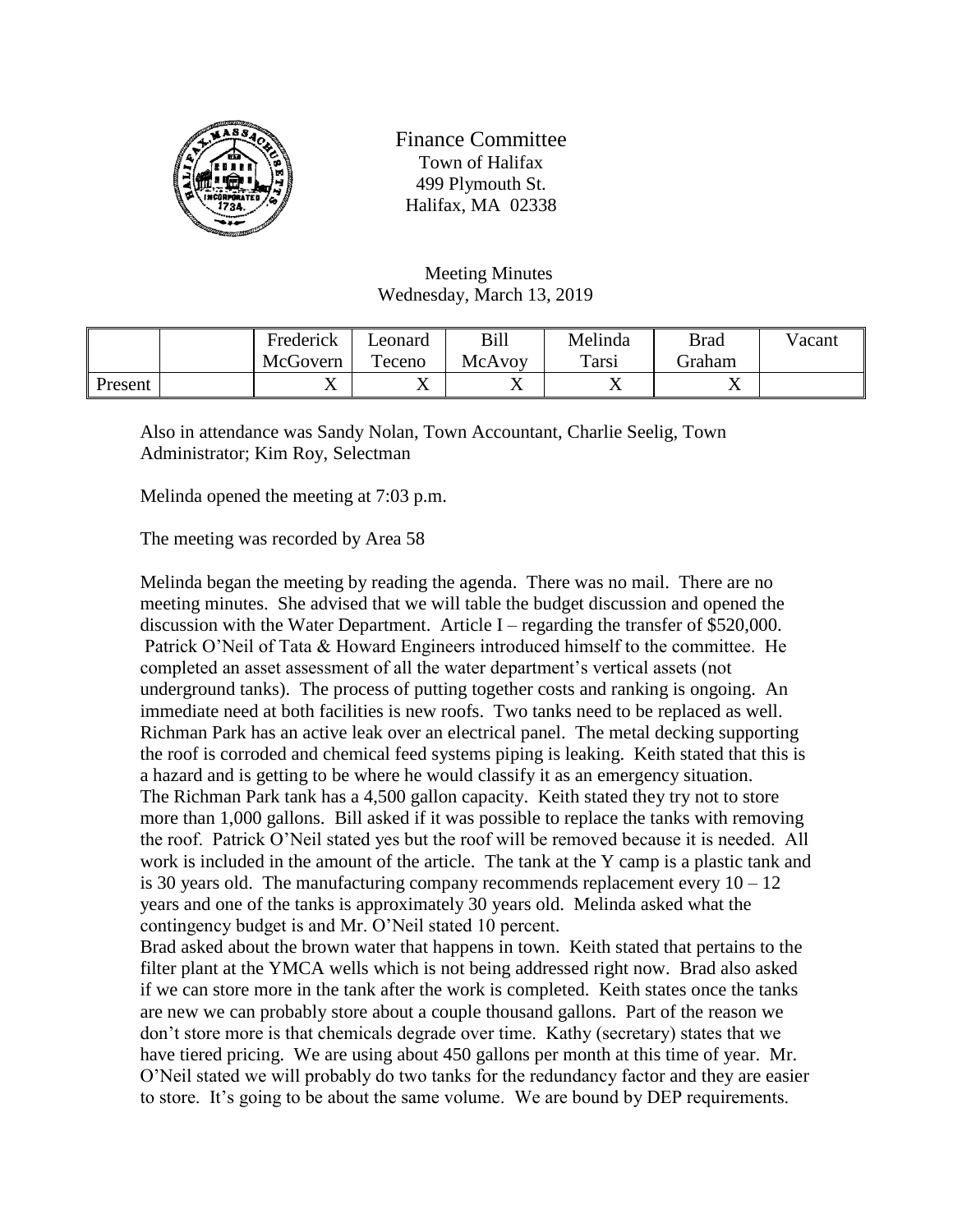Finance Committee
Town of Halifax
499 Plymouth St.
Halifax, MA 02338

Meeting Minutes
Wednesday, March 13, 2019

| | | Frederick McGovern | Leonard Teceno | Bill McAvoy | Melinda Tarsi | Brad Graham | Vacant |
|---|---|---|---|---|---|---|---|
| Present | | X | X | X | X | X | |

Also in attendance was Sandy Nolan, Town Accountant, Charlie Seelig, Town Administrator; Kim Roy, Selectman

Melinda opened the meeting at 7:03 p.m.

The meeting was recorded by Area 58

Melinda began the meeting by reading the agenda. There was no mail. There are no meeting minutes. She advised that we will table the budget discussion and opened the discussion with the Water Department. Article I – regarding the transfer of $520,000. Patrick O'Neil of Tata & Howard Engineers introduced himself to the committee. He completed an asset assessment of all the water department's vertical assets (not underground tanks). The process of putting together costs and ranking is ongoing. An immediate need at both facilities is new roofs. Two tanks need to be replaced as well. Richman Park has an active leak over an electrical panel. The metal decking supporting the roof is corroded and chemical feed systems piping is leaking. Keith stated that this is a hazard and is getting to be where he would classify it as an emergency situation. The Richman Park tank has a 4,500 gallon capacity. Keith stated they try not to store more than 1,000 gallons. Bill asked if it was possible to replace the tanks with removing the roof. Patrick O'Neil stated yes but the roof will be removed because it is needed. All work is included in the amount of the article. The tank at the Y camp is a plastic tank and is 30 years old. The manufacturing company recommends replacement every 10 – 12 years and one of the tanks is approximately 30 years old. Melinda asked what the contingency budget is and Mr. O'Neil stated 10 percent.

Brad asked about the brown water that happens in town. Keith stated that pertains to the filter plant at the YMCA wells which is not being addressed right now. Brad also asked if we can store more in the tank after the work is completed. Keith states once the tanks are new we can probably store about a couple thousand gallons. Part of the reason we don't store more is that chemicals degrade over time. Kathy (secretary) states that we have tiered pricing. We are using about 450 gallons per month at this time of year. Mr. O'Neil stated we will probably do two tanks for the redundancy factor and they are easier to store. It's going to be about the same volume. We are bound by DEP requirements.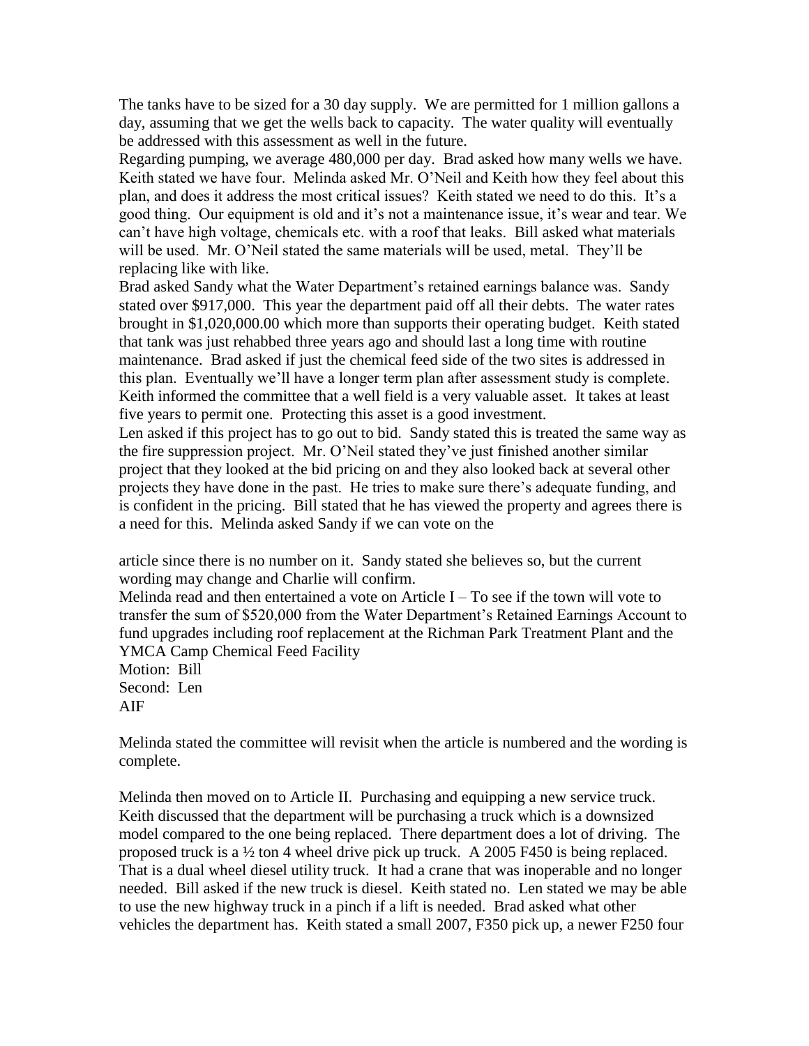The tanks have to be sized for a 30 day supply. We are permitted for 1 million gallons a day, assuming that we get the wells back to capacity. The water quality will eventually be addressed with this assessment as well in the future.

Regarding pumping, we average 480,000 per day. Brad asked how many wells we have. Keith stated we have four. Melinda asked Mr. O'Neil and Keith how they feel about this plan, and does it address the most critical issues? Keith stated we need to do this. It's a good thing. Our equipment is old and it's not a maintenance issue, it's wear and tear. We can't have high voltage, chemicals etc. with a roof that leaks. Bill asked what materials will be used. Mr. O'Neil stated the same materials will be used, metal. They'll be replacing like with like.

Brad asked Sandy what the Water Department's retained earnings balance was. Sandy stated over $917,000. This year the department paid off all their debts. The water rates brought in $1,020,000.00 which more than supports their operating budget. Keith stated that tank was just rehabbed three years ago and should last a long time with routine maintenance. Brad asked if just the chemical feed side of the two sites is addressed in this plan. Eventually we'll have a longer term plan after assessment study is complete. Keith informed the committee that a well field is a very valuable asset. It takes at least five years to permit one. Protecting this asset is a good investment.

Len asked if this project has to go out to bid. Sandy stated this is treated the same way as the fire suppression project. Mr. O'Neil stated they've just finished another similar project that they looked at the bid pricing on and they also looked back at several other projects they have done in the past. He tries to make sure there's adequate funding, and is confident in the pricing. Bill stated that he has viewed the property and agrees there is a need for this. Melinda asked Sandy if we can vote on the article since there is no number on it. Sandy stated she believes so, but the current wording may change and Charlie will confirm.

Melinda read and then entertained a vote on Article I – To see if the town will vote to transfer the sum of $520,000 from the Water Department's Retained Earnings Account to fund upgrades including roof replacement at the Richman Park Treatment Plant and the YMCA Camp Chemical Feed Facility

Motion: Bill
Second: Len
AIF

Melinda stated the committee will revisit when the article is numbered and the wording is complete.

Melinda then moved on to Article II. Purchasing and equipping a new service truck. Keith discussed that the department will be purchasing a truck which is a downsized model compared to the one being replaced. There department does a lot of driving. The proposed truck is a ½ ton 4 wheel drive pick up truck. A 2005 F450 is being replaced. That is a dual wheel diesel utility truck. It had a crane that was inoperable and no longer needed. Bill asked if the new truck is diesel. Keith stated no. Len stated we may be able to use the new highway truck in a pinch if a lift is needed. Brad asked what other vehicles the department has. Keith stated a small 2007, F350 pick up, a newer F250 four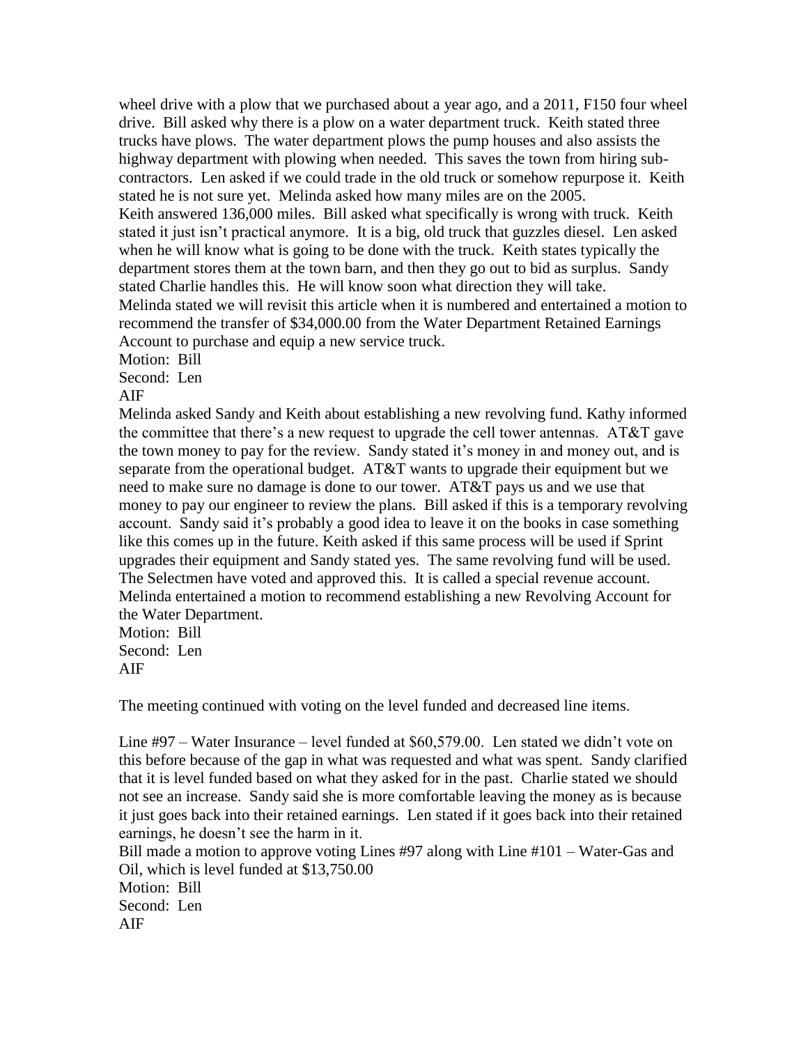wheel drive with a plow that we purchased about a year ago, and a 2011, F150 four wheel drive. Bill asked why there is a plow on a water department truck. Keith stated three trucks have plows. The water department plows the pump houses and also assists the highway department with plowing when needed. This saves the town from hiring sub-contractors. Len asked if we could trade in the old truck or somehow repurpose it. Keith stated he is not sure yet. Melinda asked how many miles are on the 2005.
Keith answered 136,000 miles. Bill asked what specifically is wrong with truck. Keith stated it just isn't practical anymore. It is a big, old truck that guzzles diesel. Len asked when he will know what is going to be done with the truck. Keith states typically the department stores them at the town barn, and then they go out to bid as surplus. Sandy stated Charlie handles this. He will know soon what direction they will take.
Melinda stated we will revisit this article when it is numbered and entertained a motion to recommend the transfer of $34,000.00 from the Water Department Retained Earnings Account to purchase and equip a new service truck.
Motion: Bill
Second: Len
AIF
Melinda asked Sandy and Keith about establishing a new revolving fund. Kathy informed the committee that there's a new request to upgrade the cell tower antennas. AT&T gave the town money to pay for the review. Sandy stated it's money in and money out, and is separate from the operational budget. AT&T wants to upgrade their equipment but we need to make sure no damage is done to our tower. AT&T pays us and we use that money to pay our engineer to review the plans. Bill asked if this is a temporary revolving account. Sandy said it's probably a good idea to leave it on the books in case something like this comes up in the future. Keith asked if this same process will be used if Sprint upgrades their equipment and Sandy stated yes. The same revolving fund will be used. The Selectmen have voted and approved this. It is called a special revenue account.
Melinda entertained a motion to recommend establishing a new Revolving Account for the Water Department.
Motion: Bill
Second: Len
AIF

The meeting continued with voting on the level funded and decreased line items.

Line #97 – Water Insurance – level funded at $60,579.00. Len stated we didn't vote on this before because of the gap in what was requested and what was spent. Sandy clarified that it is level funded based on what they asked for in the past. Charlie stated we should not see an increase. Sandy said she is more comfortable leaving the money as is because it just goes back into their retained earnings. Len stated if it goes back into their retained earnings, he doesn't see the harm in it.
Bill made a motion to approve voting Lines #97 along with Line #101 – Water-Gas and Oil, which is level funded at $13,750.00
Motion: Bill
Second: Len
AIF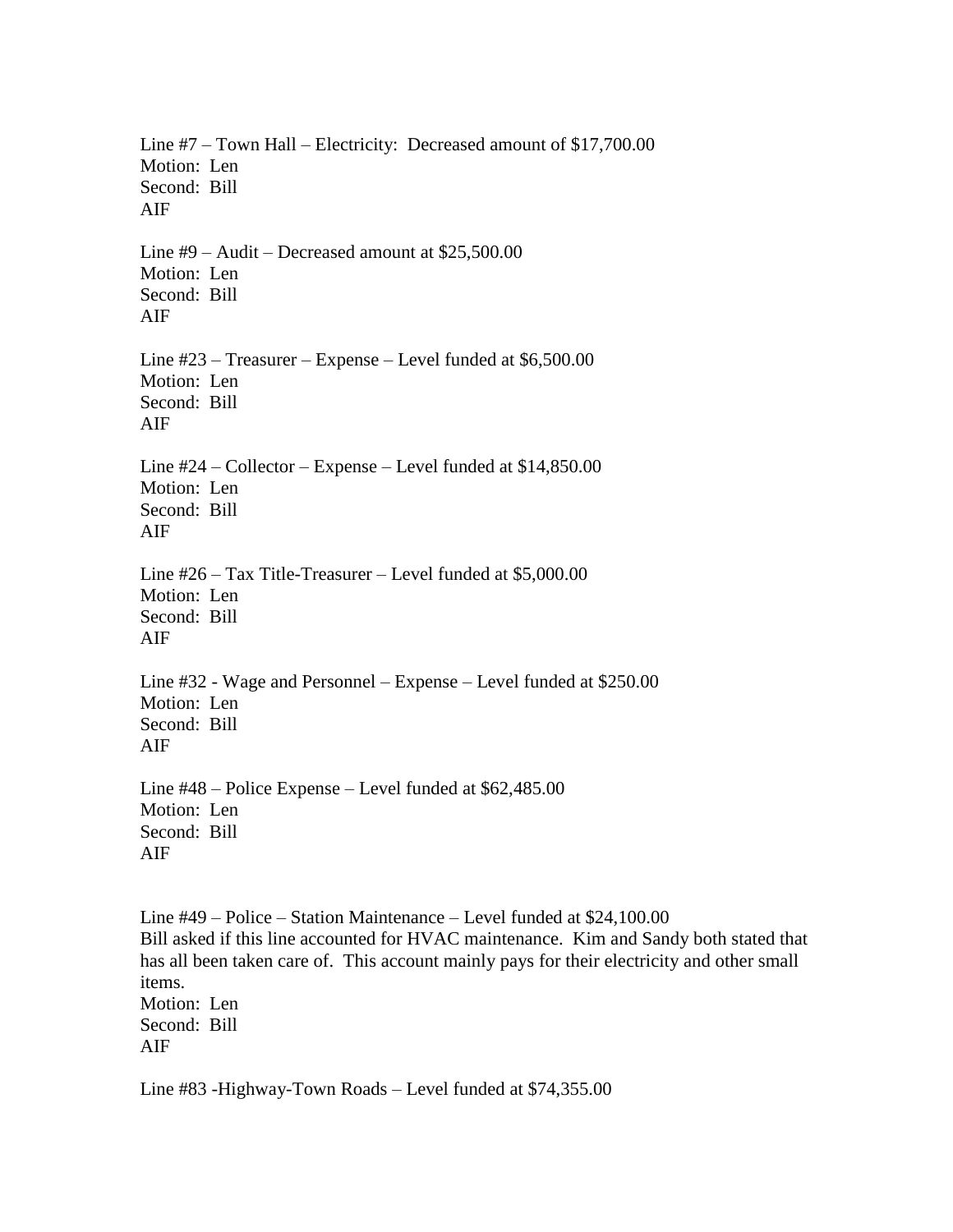Line #7 – Town Hall – Electricity: Decreased amount of $17,700.00
Motion: Len
Second: Bill
AIF

Line #9 – Audit – Decreased amount at $25,500.00
Motion: Len
Second: Bill
AIF

Line #23 – Treasurer – Expense – Level funded at $6,500.00
Motion: Len
Second: Bill
AIF

Line #24 – Collector – Expense – Level funded at $14,850.00
Motion: Len
Second: Bill
AIF

Line #26 – Tax Title-Treasurer – Level funded at $5,000.00
Motion: Len
Second: Bill
AIF

Line #32 - Wage and Personnel – Expense – Level funded at $250.00
Motion: Len
Second: Bill
AIF

Line #48 – Police Expense – Level funded at $62,485.00
Motion: Len
Second: Bill
AIF

Line #49 – Police – Station Maintenance – Level funded at $24,100.00
Bill asked if this line accounted for HVAC maintenance. Kim and Sandy both stated that has all been taken care of. This account mainly pays for their electricity and other small items.
Motion: Len
Second: Bill
AIF

Line #83 -Highway-Town Roads – Level funded at $74,355.00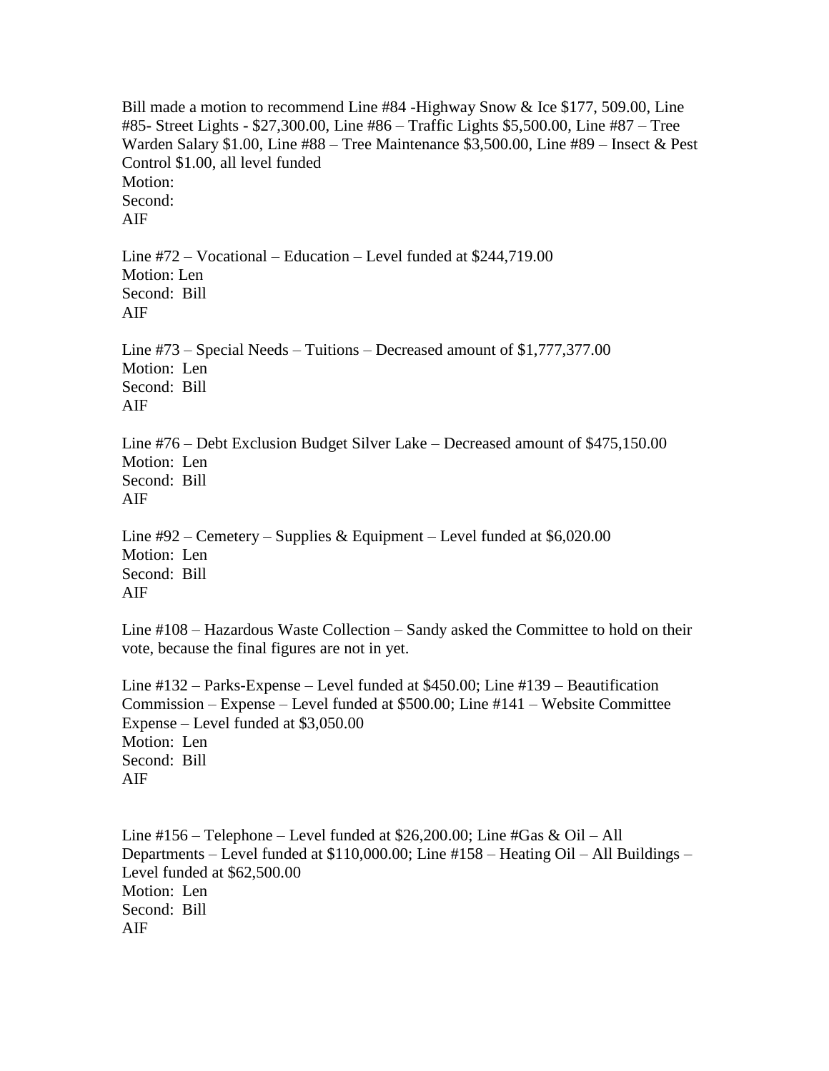Bill made a motion to recommend Line #84 -Highway Snow & Ice $177, 509.00, Line #85- Street Lights - $27,300.00, Line #86 – Traffic Lights $5,500.00, Line #87 – Tree Warden Salary $1.00, Line #88 – Tree Maintenance $3,500.00, Line #89 – Insect & Pest Control $1.00, all level funded
Motion:
Second:
AIF

Line #72 – Vocational – Education – Level funded at $244,719.00
Motion: Len
Second: Bill
AIF

Line #73 – Special Needs – Tuitions – Decreased amount of $1,777,377.00
Motion: Len
Second: Bill
AIF

Line #76 – Debt Exclusion Budget Silver Lake – Decreased amount of $475,150.00
Motion: Len
Second: Bill
AIF

Line #92 – Cemetery – Supplies & Equipment – Level funded at $6,020.00
Motion: Len
Second: Bill
AIF

Line #108 – Hazardous Waste Collection – Sandy asked the Committee to hold on their vote, because the final figures are not in yet.

Line #132 – Parks-Expense – Level funded at $450.00; Line #139 – Beautification Commission – Expense – Level funded at $500.00; Line #141 – Website Committee Expense – Level funded at $3,050.00
Motion: Len
Second: Bill
AIF

Line #156 – Telephone – Level funded at $26,200.00; Line #Gas & Oil – All Departments – Level funded at $110,000.00; Line #158 – Heating Oil – All Buildings – Level funded at $62,500.00
Motion: Len
Second: Bill
AIF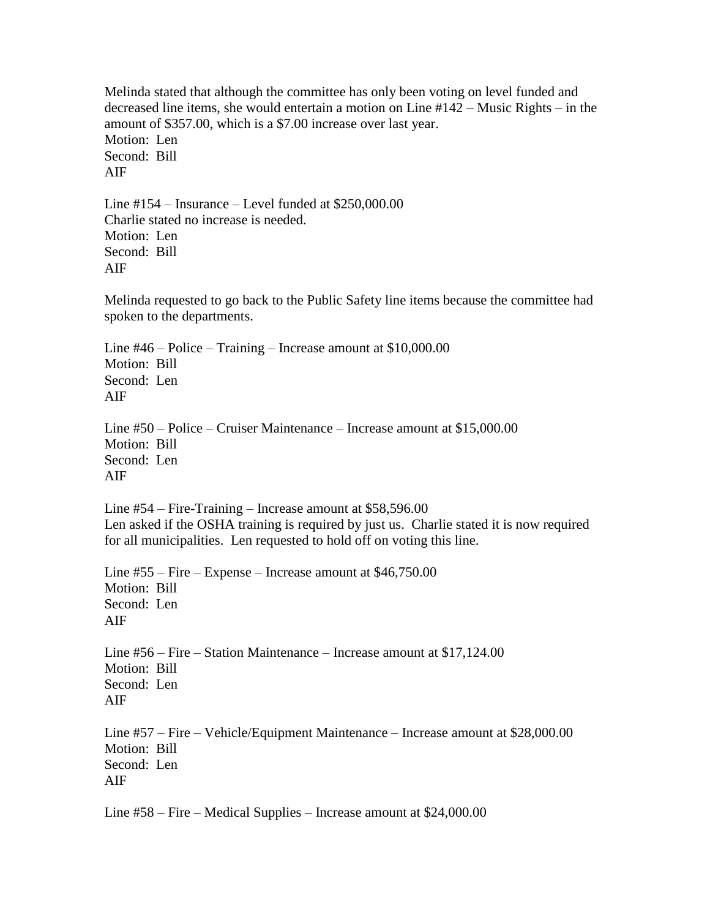Melinda stated that although the committee has only been voting on level funded and decreased line items, she would entertain a motion on Line #142 – Music Rights – in the amount of $357.00, which is a $7.00 increase over last year.
Motion: Len
Second: Bill
AIF

Line #154 – Insurance – Level funded at $250,000.00
Charlie stated no increase is needed.
Motion: Len
Second: Bill
AIF

Melinda requested to go back to the Public Safety line items because the committee had spoken to the departments.

Line #46 – Police – Training – Increase amount at $10,000.00
Motion: Bill
Second: Len
AIF

Line #50 – Police – Cruiser Maintenance – Increase amount at $15,000.00
Motion: Bill
Second: Len
AIF

Line #54 – Fire-Training – Increase amount at $58,596.00
Len asked if the OSHA training is required by just us. Charlie stated it is now required for all municipalities. Len requested to hold off on voting this line.

Line #55 – Fire – Expense – Increase amount at $46,750.00
Motion: Bill
Second: Len
AIF

Line #56 – Fire – Station Maintenance – Increase amount at $17,124.00
Motion: Bill
Second: Len
AIF

Line #57 – Fire – Vehicle/Equipment Maintenance – Increase amount at $28,000.00
Motion: Bill
Second: Len
AIF

Line #58 – Fire – Medical Supplies – Increase amount at $24,000.00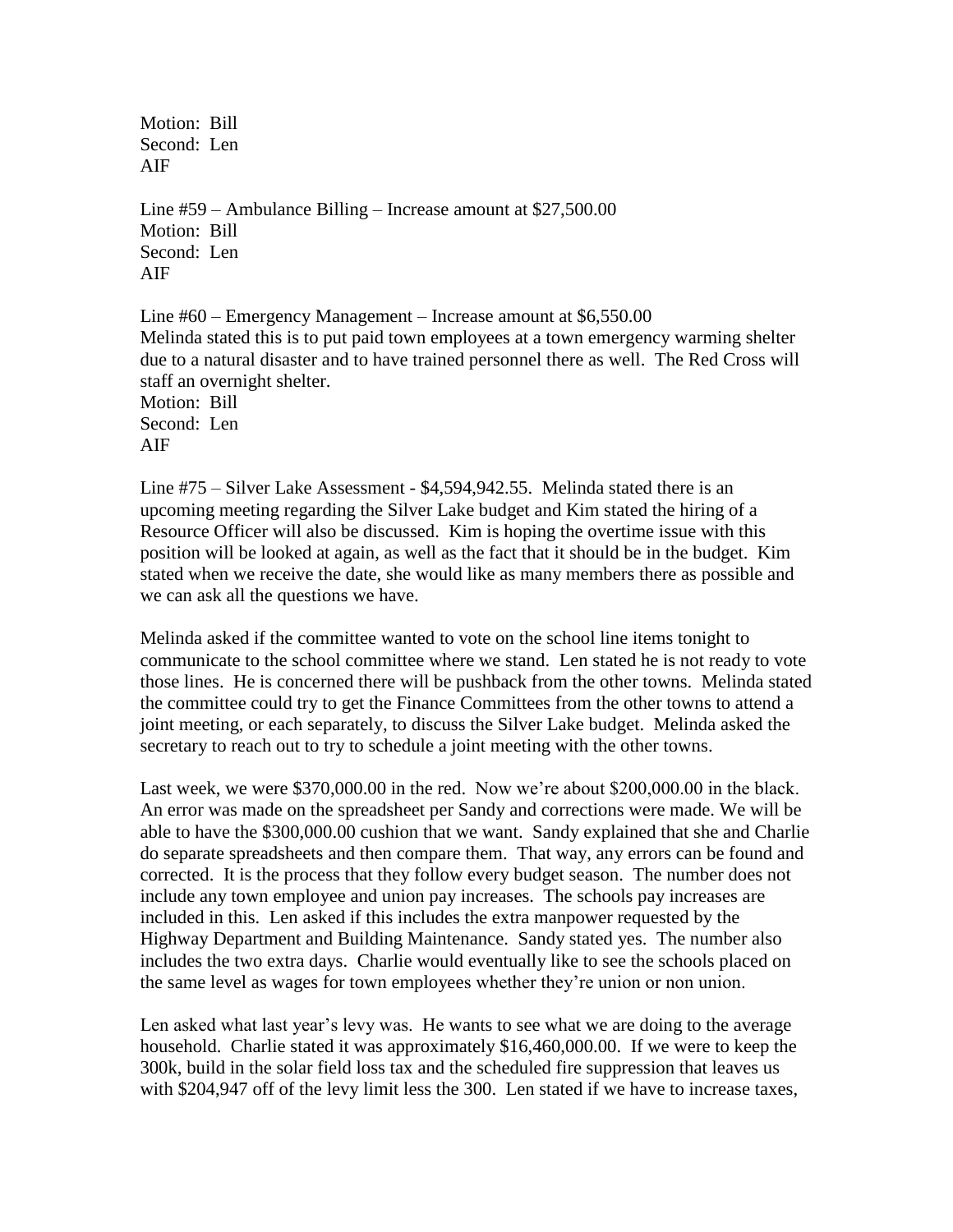Motion: Bill  
Second: Len  
AIF

Line #59 – Ambulance Billing – Increase amount at $27,500.00  
Motion: Bill  
Second: Len  
AIF

Line #60 – Emergency Management – Increase amount at $6,550.00  
Melinda stated this is to put paid town employees at a town emergency warming shelter due to a natural disaster and to have trained personnel there as well. The Red Cross will staff an overnight shelter.  
Motion: Bill  
Second: Len  
AIF

Line #75 – Silver Lake Assessment - $4,594,942.55. Melinda stated there is an upcoming meeting regarding the Silver Lake budget and Kim stated the hiring of a Resource Officer will also be discussed. Kim is hoping the overtime issue with this position will be looked at again, as well as the fact that it should be in the budget. Kim stated when we receive the date, she would like as many members there as possible and we can ask all the questions we have.

Melinda asked if the committee wanted to vote on the school line items tonight to communicate to the school committee where we stand. Len stated he is not ready to vote those lines. He is concerned there will be pushback from the other towns. Melinda stated the committee could try to get the Finance Committees from the other towns to attend a joint meeting, or each separately, to discuss the Silver Lake budget. Melinda asked the secretary to reach out to try to schedule a joint meeting with the other towns.

Last week, we were $370,000.00 in the red. Now we're about $200,000.00 in the black. An error was made on the spreadsheet per Sandy and corrections were made. We will be able to have the $300,000.00 cushion that we want. Sandy explained that she and Charlie do separate spreadsheets and then compare them. That way, any errors can be found and corrected. It is the process that they follow every budget season. The number does not include any town employee and union pay increases. The schools pay increases are included in this. Len asked if this includes the extra manpower requested by the Highway Department and Building Maintenance. Sandy stated yes. The number also includes the two extra days. Charlie would eventually like to see the schools placed on the same level as wages for town employees whether they're union or non union.

Len asked what last year's levy was. He wants to see what we are doing to the average household. Charlie stated it was approximately $16,460,000.00. If we were to keep the 300k, build in the solar field loss tax and the scheduled fire suppression that leaves us with $204,947 off of the levy limit less the 300. Len stated if we have to increase taxes,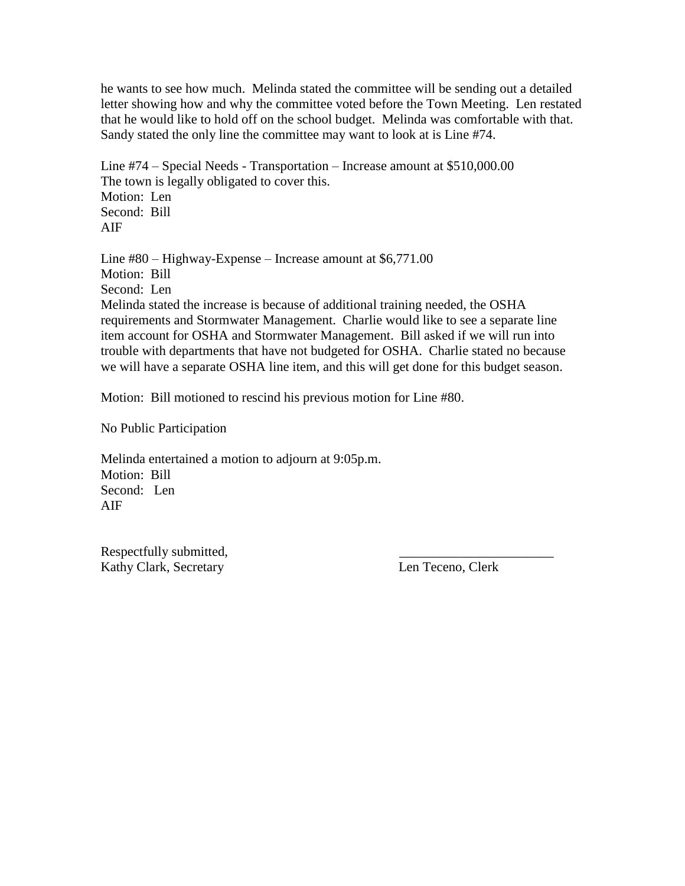he wants to see how much. Melinda stated the committee will be sending out a detailed letter showing how and why the committee voted before the Town Meeting. Len restated that he would like to hold off on the school budget. Melinda was comfortable with that. Sandy stated the only line the committee may want to look at is Line #74.

Line #74 – Special Needs - Transportation – Increase amount at $510,000.00
The town is legally obligated to cover this.
Motion: Len
Second: Bill
AIF

Line #80 – Highway-Expense – Increase amount at $6,771.00
Motion: Bill
Second: Len
Melinda stated the increase is because of additional training needed, the OSHA requirements and Stormwater Management. Charlie would like to see a separate line item account for OSHA and Stormwater Management. Bill asked if we will run into trouble with departments that have not budgeted for OSHA. Charlie stated no because we will have a separate OSHA line item, and this will get done for this budget season.

Motion: Bill motioned to rescind his previous motion for Line #80.

No Public Participation

Melinda entertained a motion to adjourn at 9:05p.m.
Motion: Bill
Second: Len
AIF

Respectfully submitted,
Kathy Clark, Secretary

_______________________
Len Teceno, Clerk